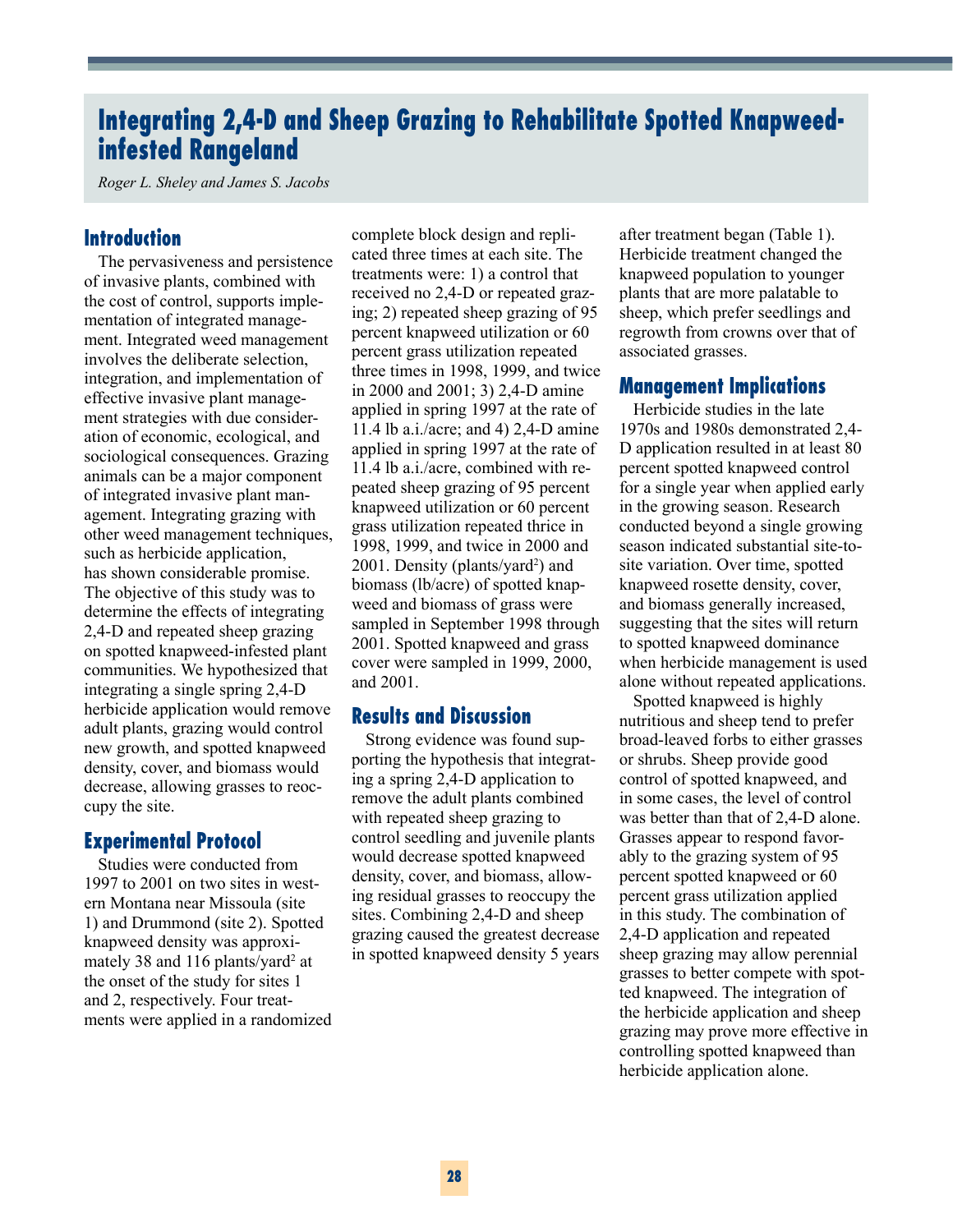# Integrating 2,4-D and Sheep Grazing to Rehabilitate Spotted Knapweed-infested Rangeland

*Roger L. Sheley and James S. Jacobs*

## Introduction

The pervasiveness and persistence of invasive plants, combined with the cost of control, supports implementation of integrated management. Integrated weed management involves the deliberate selection, integration, and implementation of effective invasive plant management strategies with due consideration of economic, ecological, and sociological consequences. Grazing animals can be a major component of integrated invasive plant management. Integrating grazing with other weed management techniques, such as herbicide application, has shown considerable promise. The objective of this study was to determine the effects of integrating 2,4-D and repeated sheep grazing on spotted knapweed-infested plant communities. We hypothesized that integrating a single spring 2,4-D herbicide application would remove adult plants, grazing would control new growth, and spotted knapweed density, cover, and biomass would decrease, allowing grasses to reoccupy the site.

## Experimental Protocol

Studies were conducted from 1997 to 2001 on two sites in western Montana near Missoula (site 1) and Drummond (site 2). Spotted knapweed density was approximately 38 and 116 plants/yard$^2$ at the onset of the study for sites 1 and 2, respectively. Four treatments were applied in a randomized complete block design and replicated three times at each site. The treatments were: 1) a control that received no 2,4-D or repeated grazing; 2) repeated sheep grazing of 95 percent knapweed utilization or 60 percent grass utilization repeated three times in 1998, 1999, and twice in 2000 and 2001; 3) 2,4-D amine applied in spring 1997 at the rate of 11.4 lb a.i./acre; and 4) 2,4-D amine applied in spring 1997 at the rate of 11.4 lb a.i./acre, combined with repeated sheep grazing of 95 percent knapweed utilization or 60 percent grass utilization repeated thrice in 1998, 1999, and twice in 2000 and 2001. Density (plants/yard$^2$) and biomass (lb/acre) of spotted knapweed and biomass of grass were sampled in September 1998 through 2001. Spotted knapweed and grass cover were sampled in 1999, 2000, and 2001.

## Results and Discussion

Strong evidence was found supporting the hypothesis that integrating a spring 2,4-D application to remove the adult plants combined with repeated sheep grazing to control seedling and juvenile plants would decrease spotted knapweed density, cover, and biomass, allowing residual grasses to reoccupy the sites. Combining 2,4-D and sheep grazing caused the greatest decrease in spotted knapweed density 5 years after treatment began (Table 1). Herbicide treatment changed the knapweed population to younger plants that are more palatable to sheep, which prefer seedlings and regrowth from crowns over that of associated grasses.

## Management Implications

Herbicide studies in the late 1970s and 1980s demonstrated 2,4-D application resulted in at least 80 percent spotted knapweed control for a single year when applied early in the growing season. Research conducted beyond a single growing season indicated substantial site-to-site variation. Over time, spotted knapweed rosette density, cover, and biomass generally increased, suggesting that the sites will return to spotted knapweed dominance when herbicide management is used alone without repeated applications.

Spotted knapweed is highly nutritious and sheep tend to prefer broad-leaved forbs to either grasses or shrubs. Sheep provide good control of spotted knapweed, and in some cases, the level of control was better than that of 2,4-D alone. Grasses appear to respond favorably to the grazing system of 95 percent spotted knapweed or 60 percent grass utilization applied in this study. The combination of 2,4-D application and repeated sheep grazing may allow perennial grasses to better compete with spotted knapweed. The integration of the herbicide application and sheep grazing may prove more effective in controlling spotted knapweed than herbicide application alone.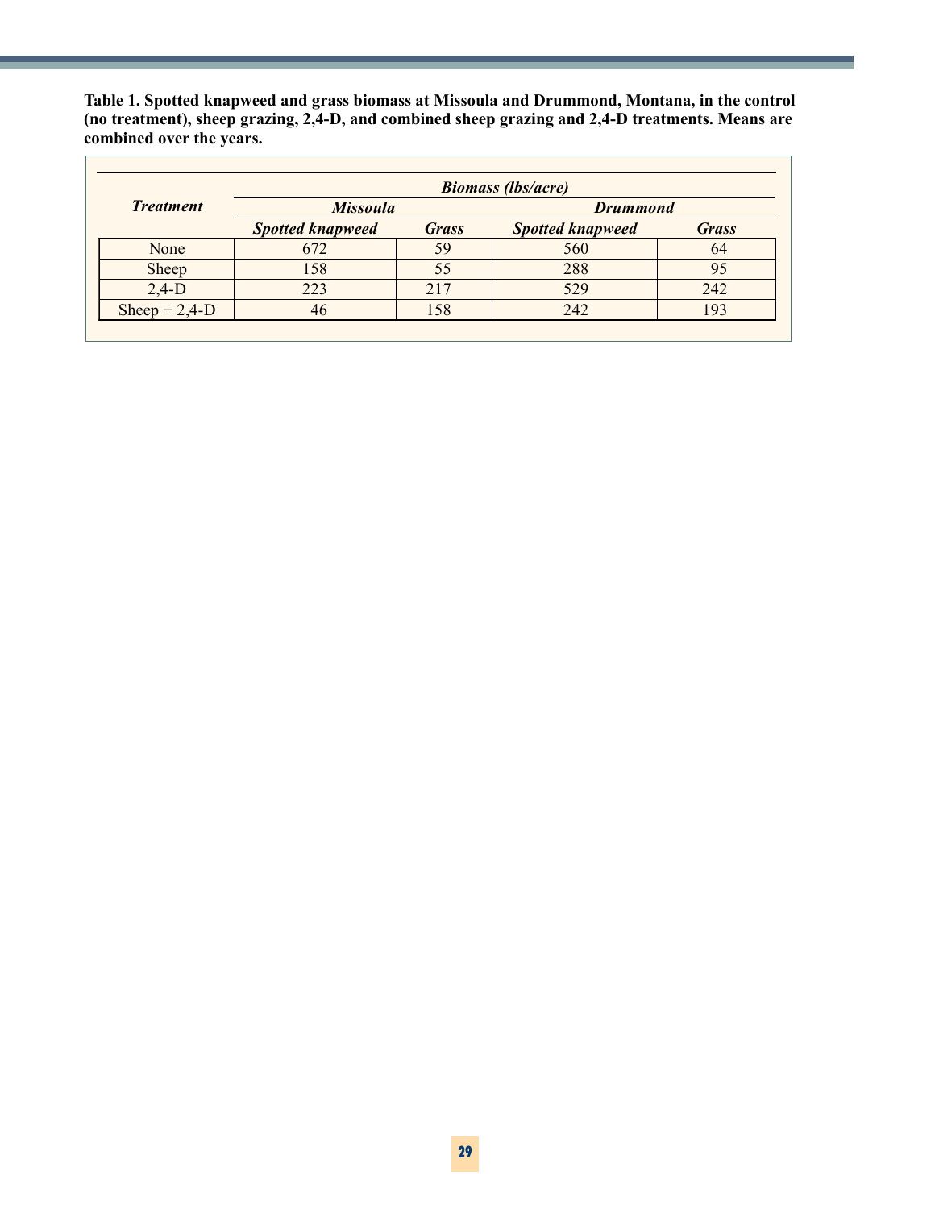**Table 1. Spotted knapweed and grass biomass at Missoula and Drummond, Montana, in the control (no treatment), sheep grazing, 2,4-D, and combined sheep grazing and 2,4-D treatments. Means are combined over the years.**

| *Treatment* | *Biomass (lbs/acre)* | | | |
|---|---|---|---|---|
| | *Missoula* | | *Drummond* | |
| | *Spotted knapweed* | *Grass* | *Spotted knapweed* | *Grass* |
| None | 672 | 59 | 560 | 64 |
| Sheep | 158 | 55 | 288 | 95 |
| 2,4-D | 223 | 217 | 529 | 242 |
| Sheep + 2,4-D | 46 | 158 | 242 | 193 |